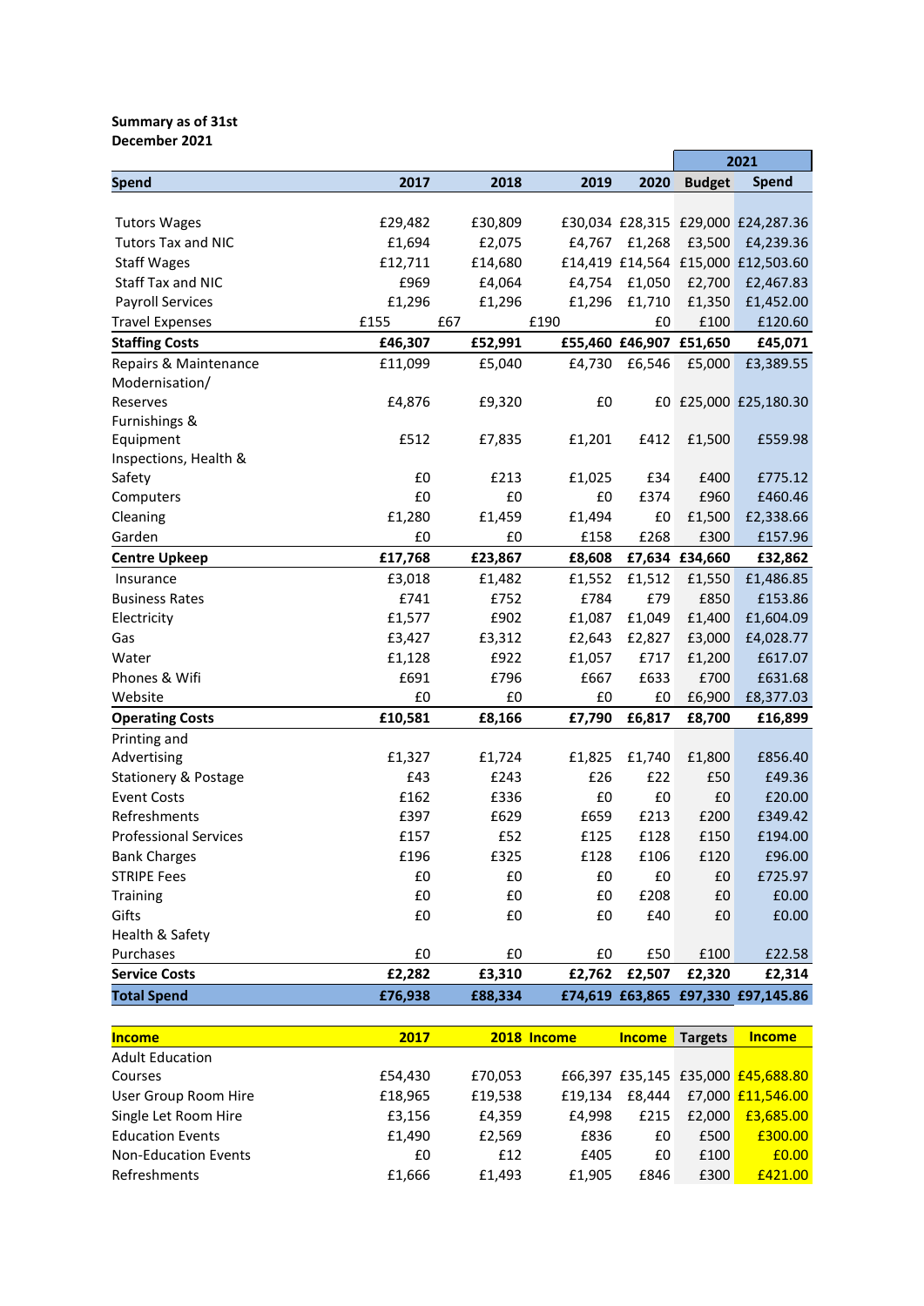**Summary as of 31st December 2021**

| Spend | 2017 | 2018 | 2019 | 2020 | 2021 Budget | 2021 Spend |
|---|---|---|---|---|---|---|
| Tutors Wages | £29,482 | £30,809 | £30,034 | £28,315 | £29,000 | £24,287.36 |
| Tutors Tax and NIC | £1,694 | £2,075 | £4,767 | £1,268 | £3,500 | £4,239.36 |
| Staff Wages | £12,711 | £14,680 | £14,419 | £14,564 | £15,000 | £12,503.60 |
| Staff Tax and NIC | £969 | £4,064 | £4,754 | £1,050 | £2,700 | £2,467.83 |
| Payroll Services | £1,296 | £1,296 | £1,296 | £1,710 | £1,350 | £1,452.00 |
| Travel Expenses | £155 | £67 | £190 | £0 | £100 | £120.60 |
| **Staffing Costs** | **£46,307** | **£52,991** | **£55,460** | **£46,907** | **£51,650** | **£45,071** |
| Repairs & Maintenance | £11,099 | £5,040 | £4,730 | £6,546 | £5,000 | £3,389.55 |
| Modernisation/ Reserves | £4,876 | £9,320 | £0 | £0 | £25,000 | £25,180.30 |
| Furnishings & Equipment | £512 | £7,835 | £1,201 | £412 | £1,500 | £559.98 |
| Inspections, Health & Safety | £0 | £213 | £1,025 | £34 | £400 | £775.12 |
| Computers | £0 | £0 | £0 | £374 | £960 | £460.46 |
| Cleaning | £1,280 | £1,459 | £1,494 | £0 | £1,500 | £2,338.66 |
| Garden | £0 | £0 | £158 | £268 | £300 | £157.96 |
| **Centre Upkeep** | **£17,768** | **£23,867** | **£8,608** | **£7,634** | **£34,660** | **£32,862** |
| Insurance | £3,018 | £1,482 | £1,552 | £1,512 | £1,550 | £1,486.85 |
| Business Rates | £741 | £752 | £784 | £79 | £850 | £153.86 |
| Electricity | £1,577 | £902 | £1,087 | £1,049 | £1,400 | £1,604.09 |
| Gas | £3,427 | £3,312 | £2,643 | £2,827 | £3,000 | £4,028.77 |
| Water | £1,128 | £922 | £1,057 | £717 | £1,200 | £617.07 |
| Phones & Wifi | £691 | £796 | £667 | £633 | £700 | £631.68 |
| Website | £0 | £0 | £0 | £0 | £6,900 | £8,377.03 |
| **Operating Costs** | **£10,581** | **£8,166** | **£7,790** | **£6,817** | **£8,700** | **£16,899** |
| Printing and Advertising | £1,327 | £1,724 | £1,825 | £1,740 | £1,800 | £856.40 |
| Stationery & Postage | £43 | £243 | £26 | £22 | £50 | £49.36 |
| Event Costs | £162 | £336 | £0 | £0 | £0 | £20.00 |
| Refreshments | £397 | £629 | £659 | £213 | £200 | £349.42 |
| Professional Services | £157 | £52 | £125 | £128 | £150 | £194.00 |
| Bank Charges | £196 | £325 | £128 | £106 | £120 | £96.00 |
| STRIPE Fees | £0 | £0 | £0 | £0 | £0 | £725.97 |
| Training | £0 | £0 | £0 | £208 | £0 | £0.00 |
| Gifts | £0 | £0 | £0 | £40 | £0 | £0.00 |
| Health & Safety Purchases | £0 | £0 | £0 | £50 | £100 | £22.58 |
| **Service Costs** | **£2,282** | **£3,310** | **£2,762** | **£2,507** | **£2,320** | **£2,314** |
| **Total Spend** | **£76,938** | **£88,334** | **£74,619** | **£63,865** | **£97,330** | **£97,145.86** |

| **Income** | **2017** | **2018** | **Income** | **Income** | **Targets** | **Income** |
|---|---|---|---|---|---|---|
| Adult Education Courses | £54,430 | £70,053 | £66,397 | £35,145 | £35,000 | £45,688.80 |
| User Group Room Hire | £18,965 | £19,538 | £19,134 | £8,444 | £7,000 | £11,546.00 |
| Single Let Room Hire | £3,156 | £4,359 | £4,998 | £215 | £2,000 | £3,685.00 |
| Education Events | £1,490 | £2,569 | £836 | £0 | £500 | £300.00 |
| Non-Education Events | £0 | £12 | £405 | £0 | £100 | £0.00 |
| Refreshments | £1,666 | £1,493 | £1,905 | £846 | £300 | £421.00 |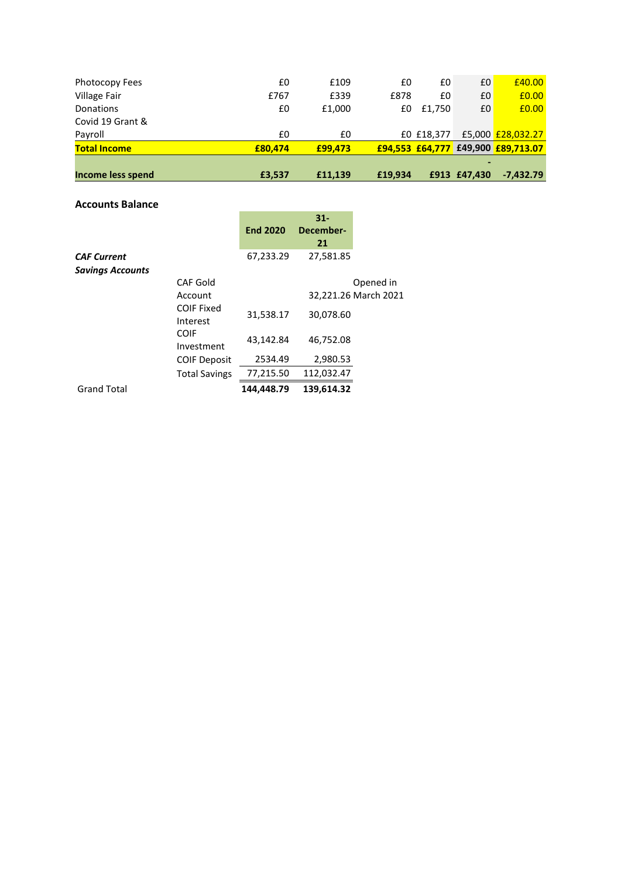| | | | | | | |
|---|---|---|---|---|---|---|
| Photocopy Fees | £0 | £109 | £0 | £0 | £0 | £40.00 |
| Village Fair | £767 | £339 | £878 | £0 | £0 | £0.00 |
| Donations | £0 | £1,000 | £0 | £1,750 | £0 | £0.00 |
| Covid 19 Grant & Payroll | £0 | £0 | £0 | £18,377 | £5,000 | £28,032.27 |
| **Total Income** | **£80,474** | **£99,473** | **£94,553** | **£64,777** | **£49,900** | **£89,713.07** |
| **Income less spend** | **£3,537** | **£11,139** | **£19,934** | **£913** | **-£47,430** | **-7,432.79** |

**Accounts Balance**

| | | End 2020 | 31-December-21 | |
|---|---|---|---|---|
| ***CAF Current*** | | 67,233.29 | 27,581.85 | |
| ***Savings Accounts*** | | | | |
| | CAF Gold Account | | 32,221.26 | Opened in March 2021 |
| | COIF Fixed Interest | 31,538.17 | 30,078.60 | |
| | COIF Investment | 43,142.84 | 46,752.08 | |
| | COIF Deposit | 2534.49 | 2,980.53 | |
| | Total Savings | 77,215.50 | 112,032.47 | |
| Grand Total | | **144,448.79** | **139,614.32** | |